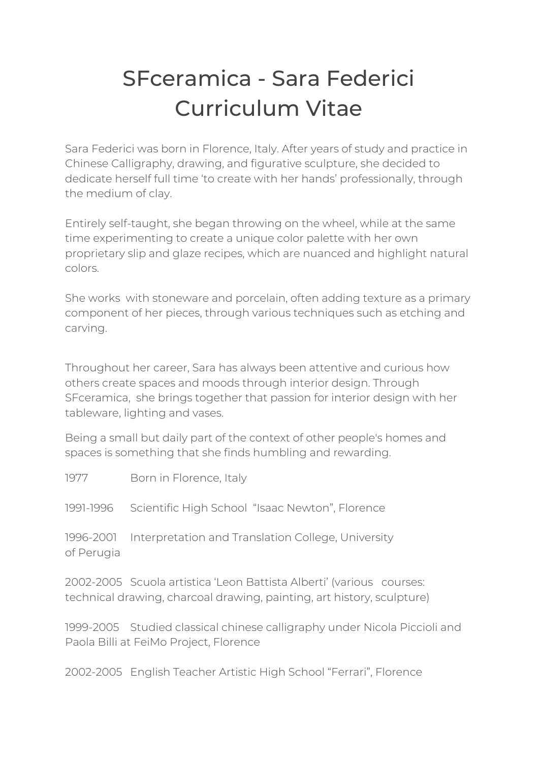# SFceramica - Sara Federici Curriculum Vitae

Sara Federici was born in Florence, Italy. After years of study and practice in Chinese Calligraphy, drawing, and figurative sculpture, she decided to dedicate herself full time 'to create with her hands' professionally, through the medium of clay.

Entirely self-taught, she began throwing on the wheel, while at the same time experimenting to create a unique color palette with her own proprietary slip and glaze recipes, which are nuanced and highlight natural colors.

She works with stoneware and porcelain, often adding texture as a primary component of her pieces, through various techniques such as etching and carving.

Throughout her career, Sara has always been attentive and curious how others create spaces and moods through interior design. Through SFceramica, she brings together that passion for interior design with her tableware, lighting and vases.

Being a small but daily part of the context of other people's homes and spaces is something that she finds humbling and rewarding.

1977 Born in Florence, Italy

1991-1996 Scientific High School "Isaac Newton", Florence

1996-2001 Interpretation and Translation College, University of Perugia

2002-2005 Scuola artistica 'Leon Battista Alberti' (various courses: technical drawing, charcoal drawing, painting, art history, sculpture)

1999-2005 Studied classical chinese calligraphy under Nicola Piccioli and Paola Billi at FeiMo Project, Florence

2002-2005 English Teacher Artistic High School "Ferrari", Florence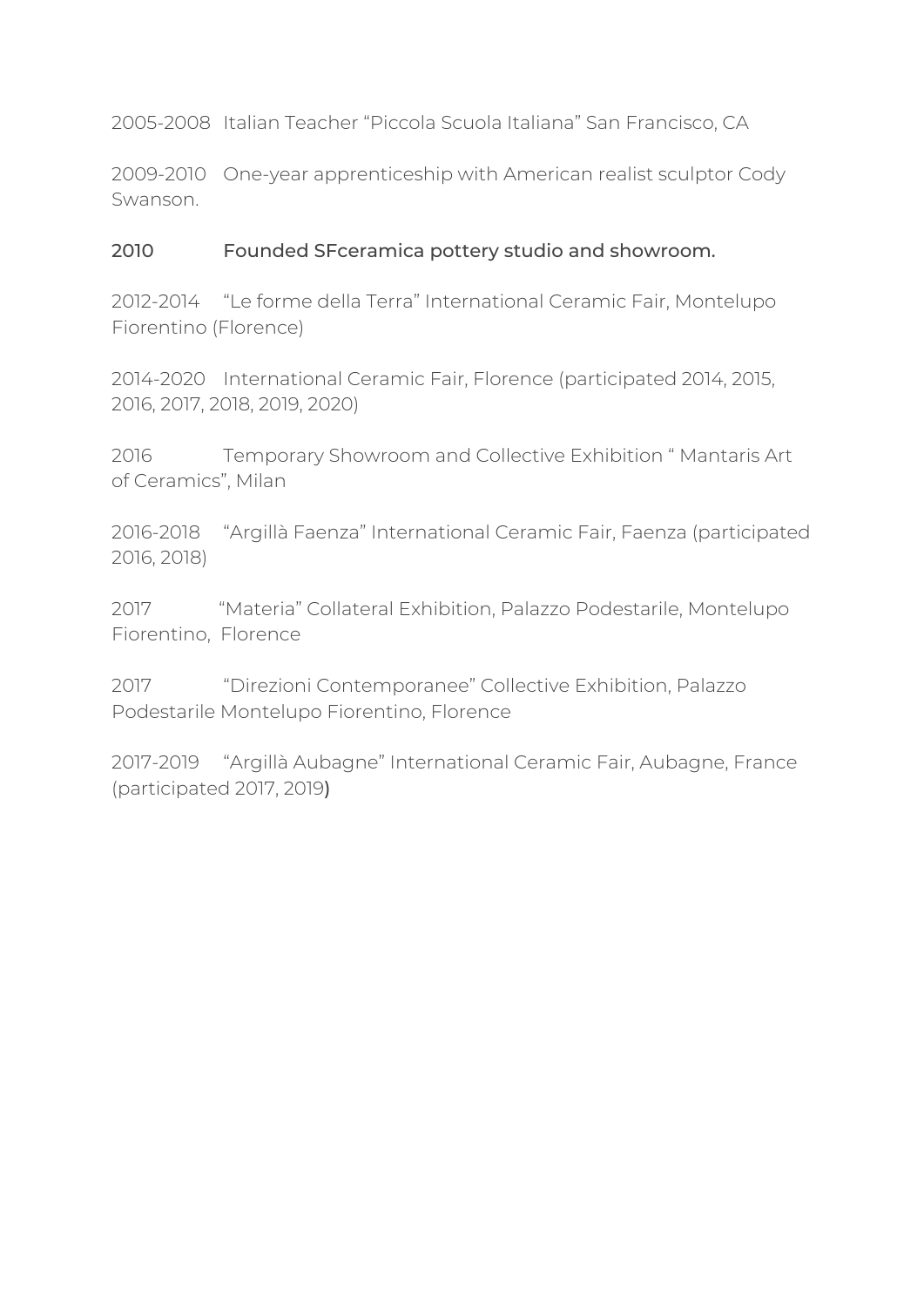2005-2008 Italian Teacher “Piccola Scuola Italiana” San Francisco, CA

2009-2010 One-year apprenticeship with American realist sculptor Cody Swanson.

**2010 Founded SFceramica pottery studio and showroom.**

2012-2014 “Le forme della Terra” International Ceramic Fair, Montelupo Fiorentino (Florence)

2014-2020 International Ceramic Fair, Florence (participated 2014, 2015, 2016, 2017, 2018, 2019, 2020)

2016 Temporary Showroom and Collective Exhibition “ Mantaris Art of Ceramics”, Milan

2016-2018 “Argillà Faenza” International Ceramic Fair, Faenza (participated 2016, 2018)

2017 “Materia” Collateral Exhibition, Palazzo Podestarile, Montelupo Fiorentino, Florence

2017 “Direzioni Contemporanee” Collective Exhibition, Palazzo Podestarile Montelupo Fiorentino, Florence

2017-2019 “Argillà Aubagne” International Ceramic Fair, Aubagne, France (participated 2017, 2019)